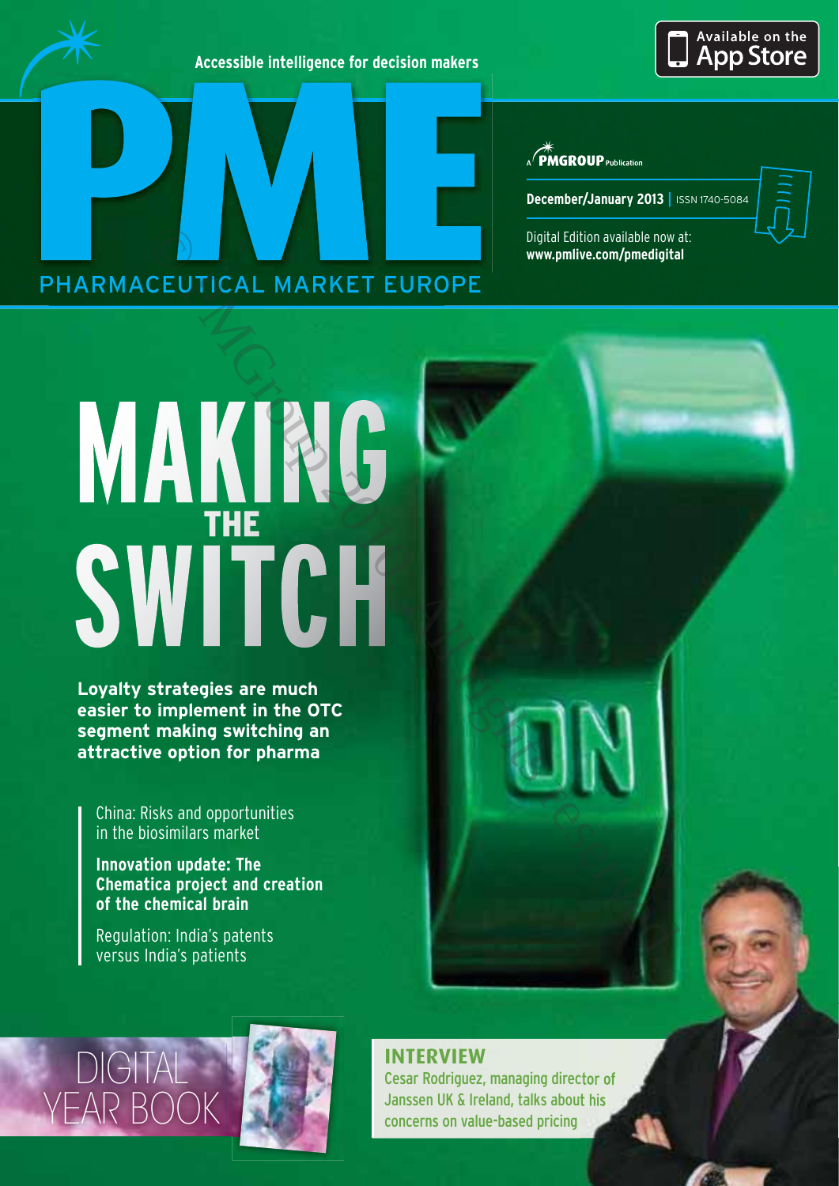Accessible intelligence for decision makers

Available on the App Store

# PME

PHARMACEUTICAL MARKET EUROPE

A PMGROUP Publication

**December/January 2013** | ISSN 1740-5084

Digital Edition available now at:
**www.pmlive.com/pmedigital**

# MAKING THE SWITCH

**Loyalty strategies are much easier to implement in the OTC segment making switching an attractive option for pharma**

China: Risks and opportunities in the biosimilars market

**Innovation update: The Chematica project and creation of the chemical brain**

Regulation: India's patents versus India's patients

DIGITAL YEAR BOOK

## INTERVIEW

Cesar Rodriguez, managing director of Janssen UK & Ireland, talks about his concerns on value-based pricing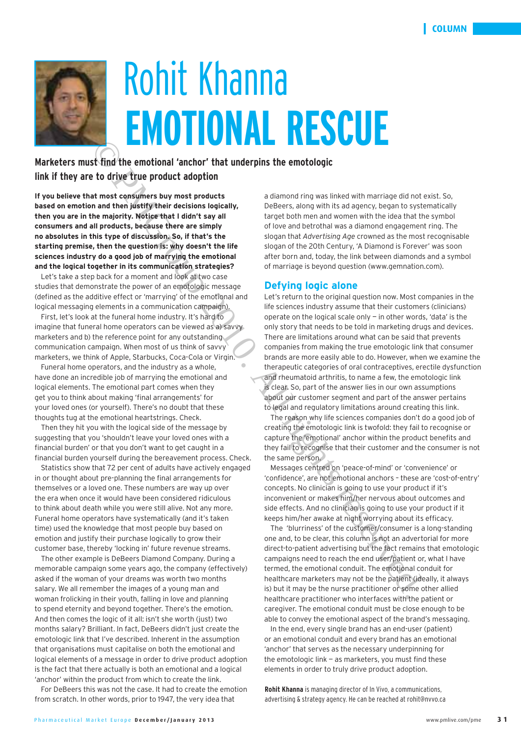# Rohit Khanna

# EMOTIONAL RESCUE

**Marketers must find the emotional 'anchor' that underpins the emotologic link if they are to drive true product adoption**

**If you believe that most consumers buy most products based on emotion and then justify their decisions logically, then you are in the majority. Notice that I didn't say all consumers and all products, because there are simply no absolutes in this type of discussion. So, if that's the starting premise, then the question is: why doesn't the life sciences industry do a good job of marrying the emotional and the logical together in its communication strategies?**

Let's take a step back for a moment and look at two case studies that demonstrate the power of an emotologic message (defined as the additive effect or 'marrying' of the emotional and logical messaging elements in a communication campaign).

First, let's look at the funeral home industry. It's hard to imagine that funeral home operators can be viewed as a) savvy marketers and b) the reference point for any outstanding communication campaign. When most of us think of savvy marketers, we think of Apple, Starbucks, Coca-Cola or Virgin.

Funeral home operators, and the industry as a whole, have done an incredible job of marrying the emotional and logical elements. The emotional part comes when they get you to think about making 'final arrangements' for your loved ones (or yourself). There's no doubt that these thoughts tug at the emotional heartstrings. Check.

Then they hit you with the logical side of the message by suggesting that you 'shouldn't leave your loved ones with a financial burden' or that you don't want to get caught in a financial burden yourself during the bereavement process. Check.

Statistics show that 72 per cent of adults have actively engaged in or thought about pre-planning the final arrangements for themselves or a loved one. These numbers are way up over the era when once it would have been considered ridiculous to think about death while you were still alive. Not any more. Funeral home operators have systematically (and it's taken time) used the knowledge that most people buy based on emotion and justify their purchase logically to grow their customer base, thereby 'locking in' future revenue streams.

The other example is DeBeers Diamond Company. During a memorable campaign some years ago, the company (effectively) asked if the woman of your dreams was worth two months salary. We all remember the images of a young man and woman frolicking in their youth, falling in love and planning to spend eternity and beyond together. There's the emotion. And then comes the logic of it all: isn't she worth (just) two months salary? Brilliant. In fact, DeBeers didn't just create the emotologic link that I've described. Inherent in the assumption that organisations must capitalise on both the emotional and logical elements of a message in order to drive product adoption is the fact that there actually is both an emotional and a logical 'anchor' within the product from which to create the link.

For DeBeers this was not the case. It had to create the emotion from scratch. In other words, prior to 1947, the very idea that a diamond ring was linked with marriage did not exist. So, DeBeers, along with its ad agency, began to systematically target both men and women with the idea that the symbol of love and betrothal was a diamond engagement ring. The slogan that *Advertising Age* crowned as the most recognisable slogan of the 20th Century, 'A Diamond is Forever' was soon after born and, today, the link between diamonds and a symbol of marriage is beyond question (www.gemnation.com).

## Defying logic alone

Let's return to the original question now. Most companies in the life sciences industry assume that their customers (clinicians) operate on the logical scale only – in other words, 'data' is the only story that needs to be told in marketing drugs and devices. There are limitations around what can be said that prevents companies from making the true emotologic link that consumer brands are more easily able to do. However, when we examine the therapeutic categories of oral contraceptives, erectile dysfunction and rheumatoid arthritis, to name a few, the emotologic link is clear. So, part of the answer lies in our own assumptions about our customer segment and part of the answer pertains to legal and regulatory limitations around creating this link.

The reason why life sciences companies don't do a good job of creating the emotologic link is twofold: they fail to recognise or capture the 'emotional' anchor within the product benefits and they fail to recognise that their customer and the consumer is not the same person.

Messages centred on 'peace-of-mind' or 'convenience' or 'confidence', are not emotional anchors – these are 'cost-of-entry' concepts. No clinician is going to use your product if it's inconvenient or makes him/her nervous about outcomes and side effects. And no clinician is going to use your product if it keeps him/her awake at night worrying about its efficacy.

The 'blurriness' of the customer/consumer is a long-standing one and, to be clear, this column is not an advertorial for more direct-to-patient advertising but the fact remains that emotologic campaigns need to reach the end user/patient or, what I have termed, the emotional conduit. The emotional conduit for healthcare marketers may not be the patient (ideally, it always is) but it may be the nurse practitioner or some other allied healthcare practitioner who interfaces with the patient or caregiver. The emotional conduit must be close enough to be able to convey the emotional aspect of the brand's messaging.

In the end, every single brand has an end-user (patient) or an emotional conduit and every brand has an emotional 'anchor' that serves as the necessary underpinning for the emotologic link – as marketers, you must find these elements in order to truly drive product adoption.

**Rohit Khanna** is managing director of In Vivo, a communications, advertising & strategy agency. He can be reached at rohit@nvvo.ca